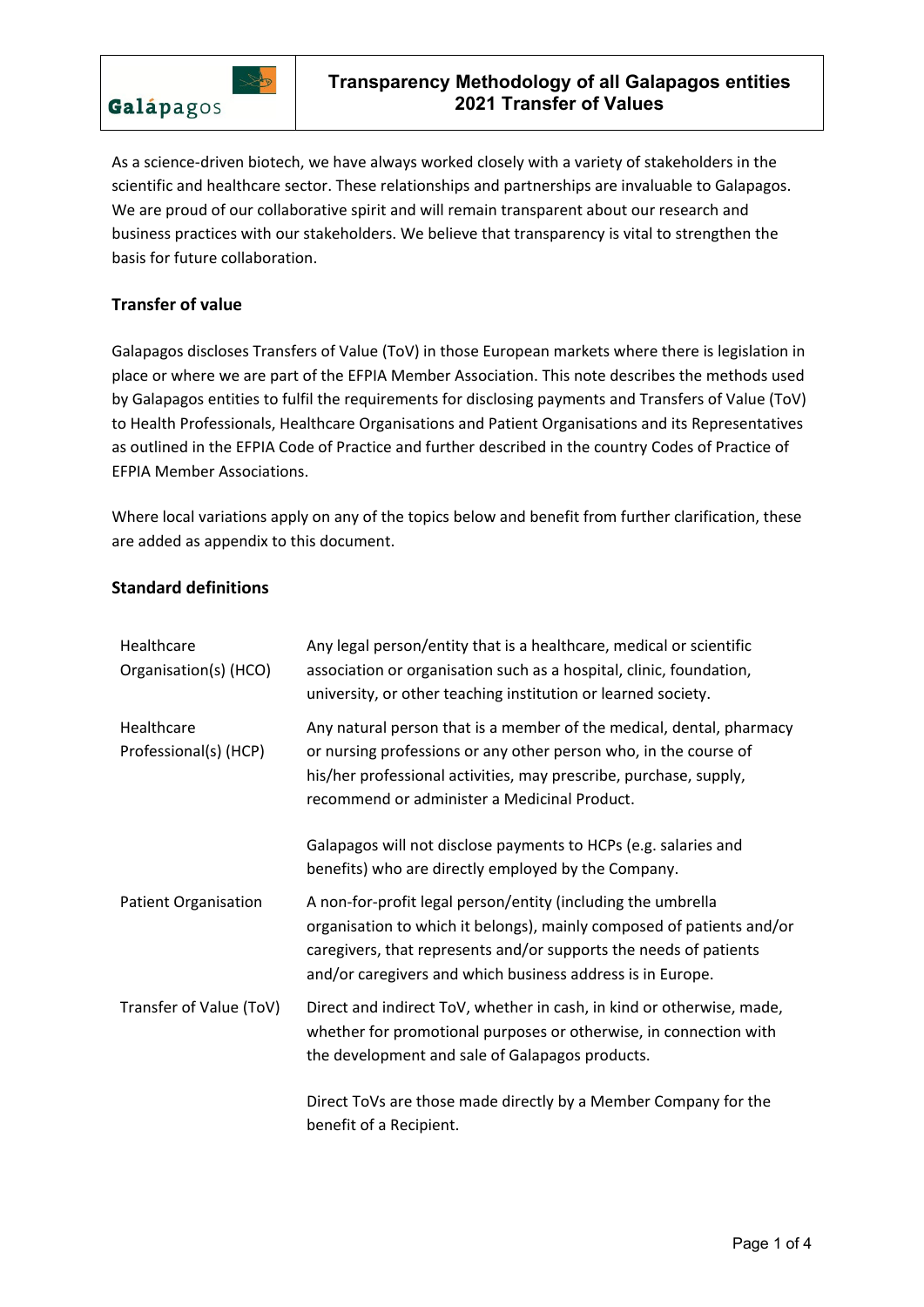# Transparency Methodology of all Galapagos entities 2021 Transfer of Values

As a science-driven biotech, we have always worked closely with a variety of stakeholders in the scientific and healthcare sector. These relationships and partnerships are invaluable to Galapagos. We are proud of our collaborative spirit and will remain transparent about our research and business practices with our stakeholders. We believe that transparency is vital to strengthen the basis for future collaboration.

## Transfer of value

Galapagos discloses Transfers of Value (ToV) in those European markets where there is legislation in place or where we are part of the EFPIA Member Association. This note describes the methods used by Galapagos entities to fulfil the requirements for disclosing payments and Transfers of Value (ToV) to Health Professionals, Healthcare Organisations and Patient Organisations and its Representatives as outlined in the EFPIA Code of Practice and further described in the country Codes of Practice of EFPIA Member Associations.

Where local variations apply on any of the topics below and benefit from further clarification, these are added as appendix to this document.

## Standard definitions

| | |
|---|---|
| Healthcare Organisation(s) (HCO) | Any legal person/entity that is a healthcare, medical or scientific association or organisation such as a hospital, clinic, foundation, university, or other teaching institution or learned society. |
| Healthcare Professional(s) (HCP) | Any natural person that is a member of the medical, dental, pharmacy or nursing professions or any other person who, in the course of his/her professional activities, may prescribe, purchase, supply, recommend or administer a Medicinal Product.<br><br>Galapagos will not disclose payments to HCPs (e.g. salaries and benefits) who are directly employed by the Company. |
| Patient Organisation | A non-for-profit legal person/entity (including the umbrella organisation to which it belongs), mainly composed of patients and/or caregivers, that represents and/or supports the needs of patients and/or caregivers and which business address is in Europe. |
| Transfer of Value (ToV) | Direct and indirect ToV, whether in cash, in kind or otherwise, made, whether for promotional purposes or otherwise, in connection with the development and sale of Galapagos products.<br><br>Direct ToVs are those made directly by a Member Company for the benefit of a Recipient. |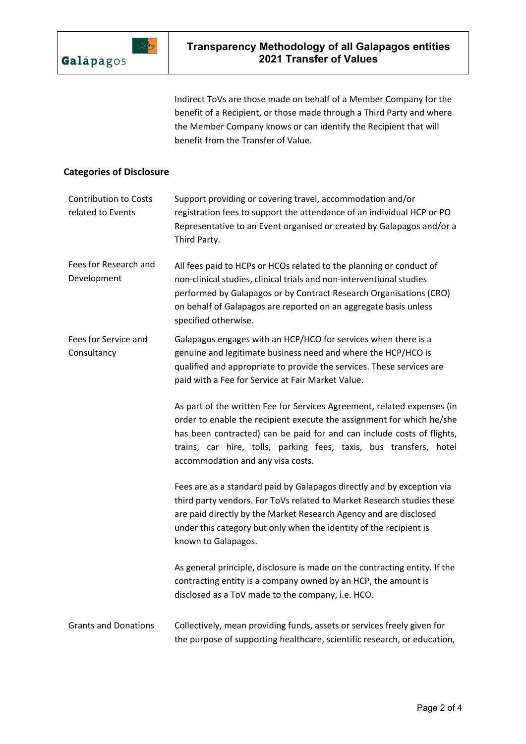Indirect ToVs are those made on behalf of a Member Company for the benefit of a Recipient, or those made through a Third Party and where the Member Company knows or can identify the Recipient that will benefit from the Transfer of Value.

## Categories of Disclosure

**Contribution to Costs related to Events**

Support providing or covering travel, accommodation and/or registration fees to support the attendance of an individual HCP or PO Representative to an Event organised or created by Galapagos and/or a Third Party.

**Fees for Research and Development**

All fees paid to HCPs or HCOs related to the planning or conduct of non-clinical studies, clinical trials and non-interventional studies performed by Galapagos or by Contract Research Organisations (CRO) on behalf of Galapagos are reported on an aggregate basis unless specified otherwise.

**Fees for Service and Consultancy**

Galapagos engages with an HCP/HCO for services when there is a genuine and legitimate business need and where the HCP/HCO is qualified and appropriate to provide the services. These services are paid with a Fee for Service at Fair Market Value.

As part of the written Fee for Services Agreement, related expenses (in order to enable the recipient execute the assignment for which he/she has been contracted) can be paid for and can include costs of flights, trains, car hire, tolls, parking fees, taxis, bus transfers, hotel accommodation and any visa costs.

Fees are as a standard paid by Galapagos directly and by exception via third party vendors. For ToVs related to Market Research studies these are paid directly by the Market Research Agency and are disclosed under this category but only when the identity of the recipient is known to Galapagos.

As general principle, disclosure is made on the contracting entity. If the contracting entity is a company owned by an HCP, the amount is disclosed as a ToV made to the company, i.e. HCO.

**Grants and Donations**

Collectively, mean providing funds, assets or services freely given for the purpose of supporting healthcare, scientific research, or education,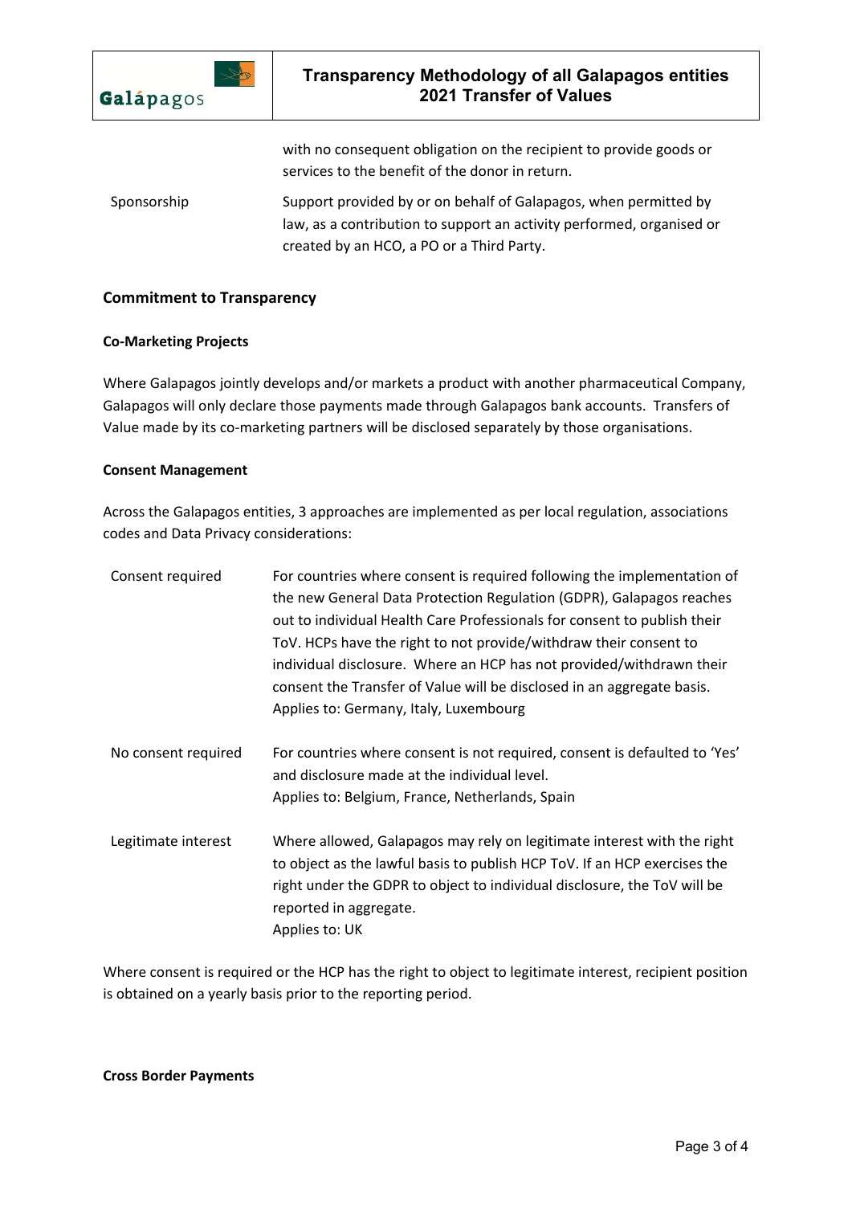|  |  |
|---|---|
|  | with no consequent obligation on the recipient to provide goods or services to the benefit of the donor in return. |
| Sponsorship | Support provided by or on behalf of Galapagos, when permitted by law, as a contribution to support an activity performed, organised or created by an HCO, a PO or a Third Party. |

## Commitment to Transparency

### Co-Marketing Projects

Where Galapagos jointly develops and/or markets a product with another pharmaceutical Company, Galapagos will only declare those payments made through Galapagos bank accounts. Transfers of Value made by its co-marketing partners will be disclosed separately by those organisations.

### Consent Management

Across the Galapagos entities, 3 approaches are implemented as per local regulation, associations codes and Data Privacy considerations:

|  |  |
|---|---|
| Consent required | For countries where consent is required following the implementation of the new General Data Protection Regulation (GDPR), Galapagos reaches out to individual Health Care Professionals for consent to publish their ToV. HCPs have the right to not provide/withdraw their consent to individual disclosure. Where an HCP has not provided/withdrawn their consent the Transfer of Value will be disclosed in an aggregate basis. Applies to: Germany, Italy, Luxembourg |
| No consent required | For countries where consent is not required, consent is defaulted to 'Yes' and disclosure made at the individual level. Applies to: Belgium, France, Netherlands, Spain |
| Legitimate interest | Where allowed, Galapagos may rely on legitimate interest with the right to object as the lawful basis to publish HCP ToV. If an HCP exercises the right under the GDPR to object to individual disclosure, the ToV will be reported in aggregate. Applies to: UK |

Where consent is required or the HCP has the right to object to legitimate interest, recipient position is obtained on a yearly basis prior to the reporting period.

### Cross Border Payments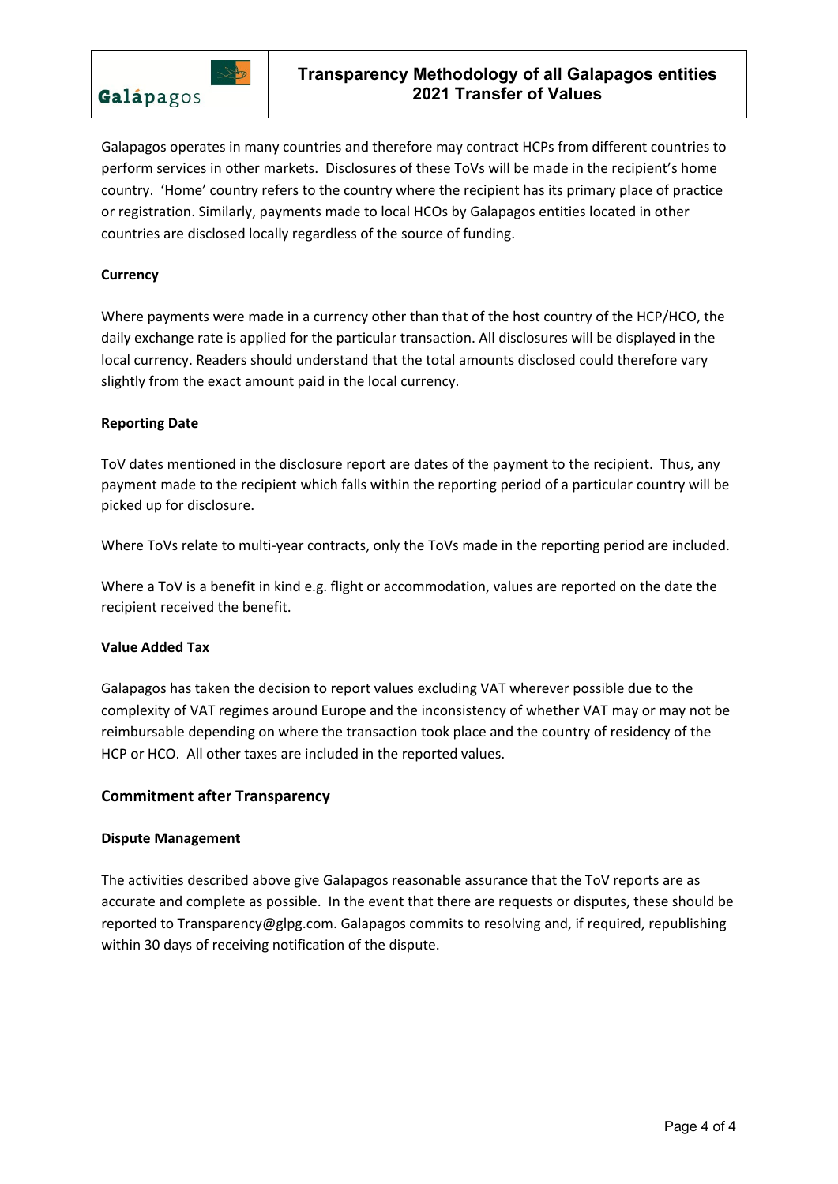Galapagos operates in many countries and therefore may contract HCPs from different countries to perform services in other markets. Disclosures of these ToVs will be made in the recipient's home country. 'Home' country refers to the country where the recipient has its primary place of practice or registration. Similarly, payments made to local HCOs by Galapagos entities located in other countries are disclosed locally regardless of the source of funding.

**Currency**

Where payments were made in a currency other than that of the host country of the HCP/HCO, the daily exchange rate is applied for the particular transaction. All disclosures will be displayed in the local currency. Readers should understand that the total amounts disclosed could therefore vary slightly from the exact amount paid in the local currency.

**Reporting Date**

ToV dates mentioned in the disclosure report are dates of the payment to the recipient. Thus, any payment made to the recipient which falls within the reporting period of a particular country will be picked up for disclosure.

Where ToVs relate to multi-year contracts, only the ToVs made in the reporting period are included.

Where a ToV is a benefit in kind e.g. flight or accommodation, values are reported on the date the recipient received the benefit.

**Value Added Tax**

Galapagos has taken the decision to report values excluding VAT wherever possible due to the complexity of VAT regimes around Europe and the inconsistency of whether VAT may or may not be reimbursable depending on where the transaction took place and the country of residency of the HCP or HCO. All other taxes are included in the reported values.

## Commitment after Transparency

**Dispute Management**

The activities described above give Galapagos reasonable assurance that the ToV reports are as accurate and complete as possible. In the event that there are requests or disputes, these should be reported to Transparency@glpg.com. Galapagos commits to resolving and, if required, republishing within 30 days of receiving notification of the dispute.